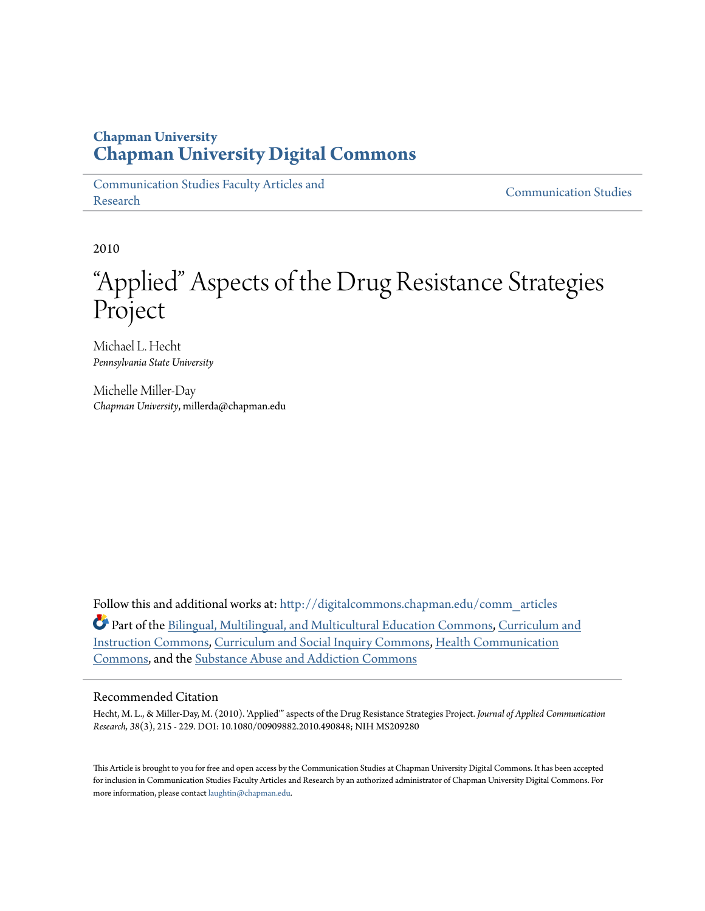**Chapman University**
**Chapman University Digital Commons**

Communication Studies Faculty Articles and Research | Communication Studies

2010

# "Applied" Aspects of the Drug Resistance Strategies Project

Michael L. Hecht
*Pennsylvania State University*

Michelle Miller-Day
*Chapman University*, millerda@chapman.edu

Follow this and additional works at: http://digitalcommons.chapman.edu/comm_articles

Part of the Bilingual, Multilingual, and Multicultural Education Commons, Curriculum and Instruction Commons, Curriculum and Social Inquiry Commons, Health Communication Commons, and the Substance Abuse and Addiction Commons

## Recommended Citation

Hecht, M. L., & Miller-Day, M. (2010). 'Applied'" aspects of the Drug Resistance Strategies Project. *Journal of Applied Communication Research, 38*(3), 215 - 229. DOI: 10.1080/00909882.2010.490848; NIH MS209280

This Article is brought to you for free and open access by the Communication Studies at Chapman University Digital Commons. It has been accepted for inclusion in Communication Studies Faculty Articles and Research by an authorized administrator of Chapman University Digital Commons. For more information, please contact laughtin@chapman.edu.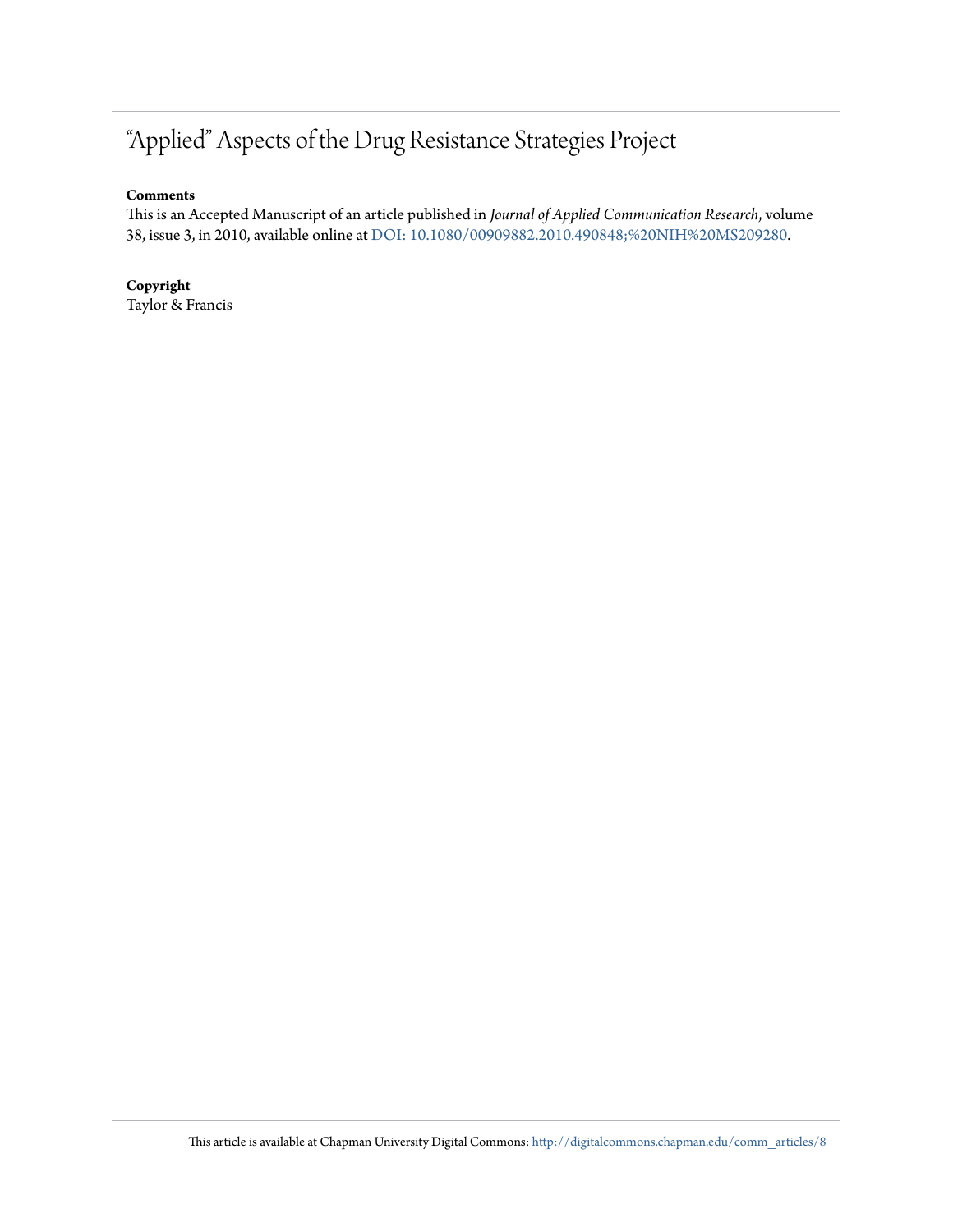# "Applied" Aspects of the Drug Resistance Strategies Project

**Comments**

This is an Accepted Manuscript of an article published in *Journal of Applied Communication Research*, volume 38, issue 3, in 2010, available online at DOI: 10.1080/00909882.2010.490848;%20NIH%20MS209280.

**Copyright**

Taylor & Francis

This article is available at Chapman University Digital Commons: http://digitalcommons.chapman.edu/comm_articles/8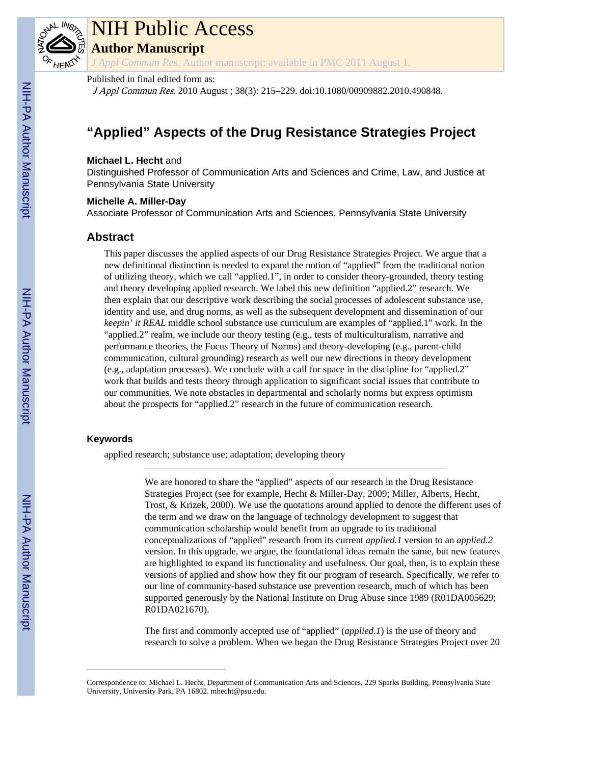Published in final edited form as:

*J Appl Commun Res*. 2010 August ; 38(3): 215–229. doi:10.1080/00909882.2010.490848.

# "Applied" Aspects of the Drug Resistance Strategies Project

**Michael L. Hecht** and

Distinguished Professor of Communication Arts and Sciences and Crime, Law, and Justice at Pennsylvania State University

**Michelle A. Miller-Day**

Associate Professor of Communication Arts and Sciences, Pennsylvania State University

## Abstract

This paper discusses the applied aspects of our Drug Resistance Strategies Project. We argue that a new definitional distinction is needed to expand the notion of "applied" from the traditional notion of utilizing theory, which we call "applied.1", in order to consider theory-grounded, theory testing and theory developing applied research. We label this new definition "applied.2" research. We then explain that our descriptive work describing the social processes of adolescent substance use, identity and use, and drug norms, as well as the subsequent development and dissemination of our *keepin' it REAL* middle school substance use curriculum are examples of "applied.1" work. In the "applied.2" realm, we include our theory testing (e.g., tests of multiculturalism, narrative and performance theories, the Focus Theory of Norms) and theory-developing (e.g., parent-child communication, cultural grounding) research as well our new directions in theory development (e.g., adaptation processes). We conclude with a call for space in the discipline for "applied.2" work that builds and tests theory through application to significant social issues that contribute to our communities. We note obstacles in departmental and scholarly norms but express optimism about the prospects for "applied.2" research in the future of communication research.

### Keywords

applied research; substance use; adaptation; developing theory

---

We are honored to share the "applied" aspects of our research in the Drug Resistance Strategies Project (see for example, Hecht & Miller-Day, 2009; Miller, Alberts, Hecht, Trost, & Krizek, 2000). We use the quotations around applied to denote the different uses of the term and we draw on the language of technology development to suggest that communication scholarship would benefit from an upgrade to its traditional conceptualizations of "applied" research from its current *applied.1* version to an *applied.2* version. In this upgrade, we argue, the foundational ideas remain the same, but new features are highlighted to expand its functionality and usefulness. Our goal, then, is to explain these versions of applied and show how they fit our program of research. Specifically, we refer to our line of community-based substance use prevention research, much of which has been supported generously by the National Institute on Drug Abuse since 1989 (R01DA005629; R01DA021670).

The first and commonly accepted use of "applied" (*applied.1*) is the use of theory and research to solve a problem. When we began the Drug Resistance Strategies Project over 20

---

Correspondence to: Michael L. Hecht, Department of Communication Arts and Sciences, 229 Sparks Building, Pennsylvania State University, University Park, PA 16802. mhecht@psu.edu.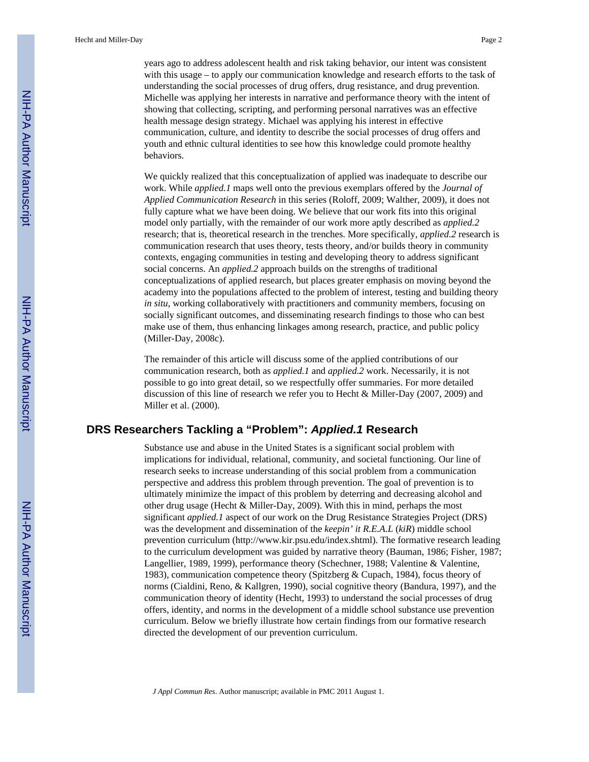years ago to address adolescent health and risk taking behavior, our intent was consistent with this usage – to apply our communication knowledge and research efforts to the task of understanding the social processes of drug offers, drug resistance, and drug prevention. Michelle was applying her interests in narrative and performance theory with the intent of showing that collecting, scripting, and performing personal narratives was an effective health message design strategy. Michael was applying his interest in effective communication, culture, and identity to describe the social processes of drug offers and youth and ethnic cultural identities to see how this knowledge could promote healthy behaviors.

We quickly realized that this conceptualization of applied was inadequate to describe our work. While *applied.1* maps well onto the previous exemplars offered by the *Journal of Applied Communication Research* in this series (Roloff, 2009; Walther, 2009), it does not fully capture what we have been doing. We believe that our work fits into this original model only partially, with the remainder of our work more aptly described as *applied.2* research; that is, theoretical research in the trenches. More specifically, *applied.2* research is communication research that uses theory, tests theory, and/or builds theory in community contexts, engaging communities in testing and developing theory to address significant social concerns. An *applied.2* approach builds on the strengths of traditional conceptualizations of applied research, but places greater emphasis on moving beyond the academy into the populations affected to the problem of interest, testing and building theory *in situ*, working collaboratively with practitioners and community members, focusing on socially significant outcomes, and disseminating research findings to those who can best make use of them, thus enhancing linkages among research, practice, and public policy (Miller-Day, 2008c).

The remainder of this article will discuss some of the applied contributions of our communication research, both as *applied.1* and *applied.2* work. Necessarily, it is not possible to go into great detail, so we respectfully offer summaries. For more detailed discussion of this line of research we refer you to Hecht & Miller-Day (2007, 2009) and Miller et al. (2000).

## DRS Researchers Tackling a "Problem": *Applied.1* Research

Substance use and abuse in the United States is a significant social problem with implications for individual, relational, community, and societal functioning. Our line of research seeks to increase understanding of this social problem from a communication perspective and address this problem through prevention. The goal of prevention is to ultimately minimize the impact of this problem by deterring and decreasing alcohol and other drug usage (Hecht & Miller-Day, 2009). With this in mind, perhaps the most significant *applied.1* aspect of our work on the Drug Resistance Strategies Project (DRS) was the development and dissemination of the *keepin' it R.E.A.L* (*kiR*) middle school prevention curriculum (http://www.kir.psu.edu/index.shtml). The formative research leading to the curriculum development was guided by narrative theory (Bauman, 1986; Fisher, 1987; Langellier, 1989, 1999), performance theory (Schechner, 1988; Valentine & Valentine, 1983), communication competence theory (Spitzberg & Cupach, 1984), focus theory of norms (Cialdini, Reno, & Kallgren, 1990), social cognitive theory (Bandura, 1997), and the communication theory of identity (Hecht, 1993) to understand the social processes of drug offers, identity, and norms in the development of a middle school substance use prevention curriculum. Below we briefly illustrate how certain findings from our formative research directed the development of our prevention curriculum.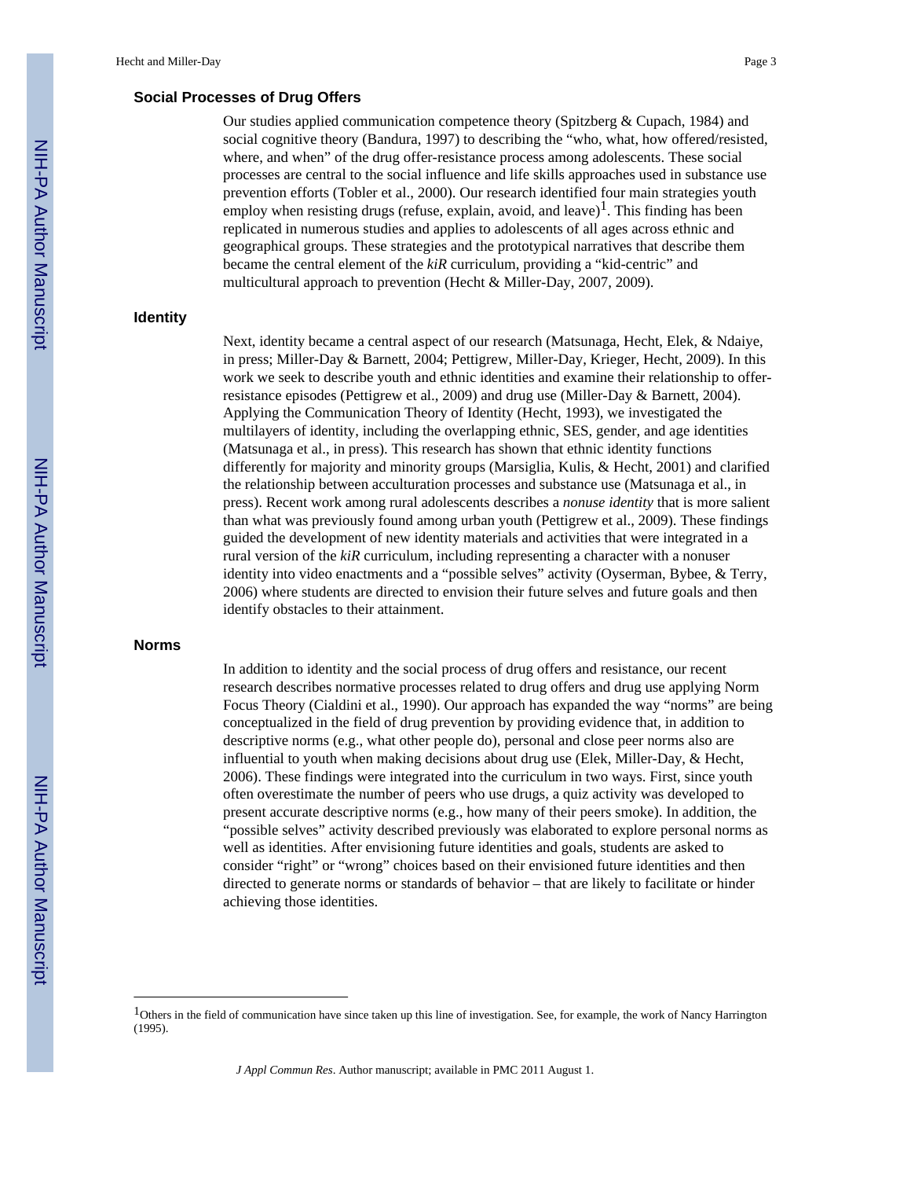## Social Processes of Drug Offers

Our studies applied communication competence theory (Spitzberg & Cupach, 1984) and social cognitive theory (Bandura, 1997) to describing the "who, what, how offered/resisted, where, and when" of the drug offer-resistance process among adolescents. These social processes are central to the social influence and life skills approaches used in substance use prevention efforts (Tobler et al., 2000). Our research identified four main strategies youth employ when resisting drugs (refuse, explain, avoid, and leave)[1]. This finding has been replicated in numerous studies and applies to adolescents of all ages across ethnic and geographical groups. These strategies and the prototypical narratives that describe them became the central element of the *kiR* curriculum, providing a "kid-centric" and multicultural approach to prevention (Hecht & Miller-Day, 2007, 2009).

## Identity

Next, identity became a central aspect of our research (Matsunaga, Hecht, Elek, & Ndaiye, in press; Miller-Day & Barnett, 2004; Pettigrew, Miller-Day, Krieger, Hecht, 2009). In this work we seek to describe youth and ethnic identities and examine their relationship to offer-resistance episodes (Pettigrew et al., 2009) and drug use (Miller-Day & Barnett, 2004). Applying the Communication Theory of Identity (Hecht, 1993), we investigated the multilayers of identity, including the overlapping ethnic, SES, gender, and age identities (Matsunaga et al., in press). This research has shown that ethnic identity functions differently for majority and minority groups (Marsiglia, Kulis, & Hecht, 2001) and clarified the relationship between acculturation processes and substance use (Matsunaga et al., in press). Recent work among rural adolescents describes a *nonuse identity* that is more salient than what was previously found among urban youth (Pettigrew et al., 2009). These findings guided the development of new identity materials and activities that were integrated in a rural version of the *kiR* curriculum, including representing a character with a nonuser identity into video enactments and a "possible selves" activity (Oyserman, Bybee, & Terry, 2006) where students are directed to envision their future selves and future goals and then identify obstacles to their attainment.

## Norms

In addition to identity and the social process of drug offers and resistance, our recent research describes normative processes related to drug offers and drug use applying Norm Focus Theory (Cialdini et al., 1990). Our approach has expanded the way "norms" are being conceptualized in the field of drug prevention by providing evidence that, in addition to descriptive norms (e.g., what other people do), personal and close peer norms also are influential to youth when making decisions about drug use (Elek, Miller-Day, & Hecht, 2006). These findings were integrated into the curriculum in two ways. First, since youth often overestimate the number of peers who use drugs, a quiz activity was developed to present accurate descriptive norms (e.g., how many of their peers smoke). In addition, the "possible selves" activity described previously was elaborated to explore personal norms as well as identities. After envisioning future identities and goals, students are asked to consider "right" or "wrong" choices based on their envisioned future identities and then directed to generate norms or standards of behavior – that are likely to facilitate or hinder achieving those identities.

---

[1]Others in the field of communication have since taken up this line of investigation. See, for example, the work of Nancy Harrington (1995).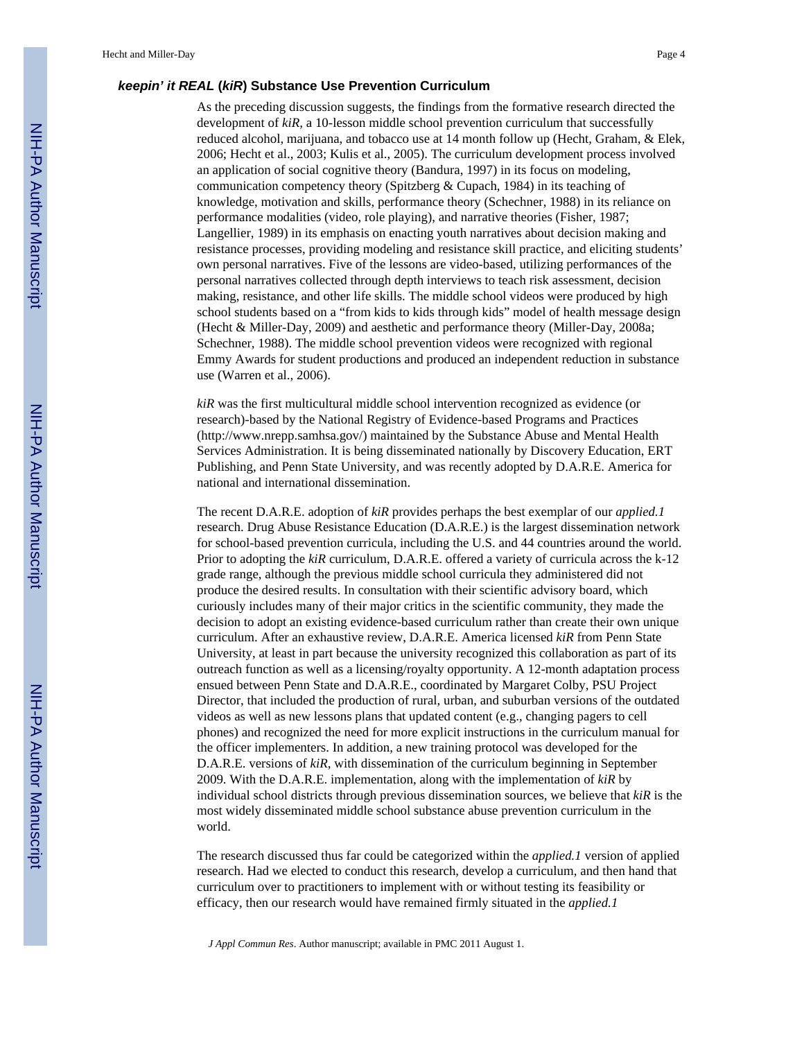### *keepin' it REAL* (*kiR*) Substance Use Prevention Curriculum

As the preceding discussion suggests, the findings from the formative research directed the development of *kiR*, a 10-lesson middle school prevention curriculum that successfully reduced alcohol, marijuana, and tobacco use at 14 month follow up (Hecht, Graham, & Elek, 2006; Hecht et al., 2003; Kulis et al., 2005). The curriculum development process involved an application of social cognitive theory (Bandura, 1997) in its focus on modeling, communication competency theory (Spitzberg & Cupach, 1984) in its teaching of knowledge, motivation and skills, performance theory (Schechner, 1988) in its reliance on performance modalities (video, role playing), and narrative theories (Fisher, 1987; Langellier, 1989) in its emphasis on enacting youth narratives about decision making and resistance processes, providing modeling and resistance skill practice, and eliciting students' own personal narratives. Five of the lessons are video-based, utilizing performances of the personal narratives collected through depth interviews to teach risk assessment, decision making, resistance, and other life skills. The middle school videos were produced by high school students based on a "from kids to kids through kids" model of health message design (Hecht & Miller-Day, 2009) and aesthetic and performance theory (Miller-Day, 2008a; Schechner, 1988). The middle school prevention videos were recognized with regional Emmy Awards for student productions and produced an independent reduction in substance use (Warren et al., 2006).

*kiR* was the first multicultural middle school intervention recognized as evidence (or research)-based by the National Registry of Evidence-based Programs and Practices (http://www.nrepp.samhsa.gov/) maintained by the Substance Abuse and Mental Health Services Administration. It is being disseminated nationally by Discovery Education, ERT Publishing, and Penn State University, and was recently adopted by D.A.R.E. America for national and international dissemination.

The recent D.A.R.E. adoption of *kiR* provides perhaps the best exemplar of our *applied.1* research. Drug Abuse Resistance Education (D.A.R.E.) is the largest dissemination network for school-based prevention curricula, including the U.S. and 44 countries around the world. Prior to adopting the *kiR* curriculum, D.A.R.E. offered a variety of curricula across the k-12 grade range, although the previous middle school curricula they administered did not produce the desired results. In consultation with their scientific advisory board, which curiously includes many of their major critics in the scientific community, they made the decision to adopt an existing evidence-based curriculum rather than create their own unique curriculum. After an exhaustive review, D.A.R.E. America licensed *kiR* from Penn State University, at least in part because the university recognized this collaboration as part of its outreach function as well as a licensing/royalty opportunity. A 12-month adaptation process ensued between Penn State and D.A.R.E., coordinated by Margaret Colby, PSU Project Director, that included the production of rural, urban, and suburban versions of the outdated videos as well as new lessons plans that updated content (e.g., changing pagers to cell phones) and recognized the need for more explicit instructions in the curriculum manual for the officer implementers. In addition, a new training protocol was developed for the D.A.R.E. versions of *kiR*, with dissemination of the curriculum beginning in September 2009. With the D.A.R.E. implementation, along with the implementation of *kiR* by individual school districts through previous dissemination sources, we believe that *kiR* is the most widely disseminated middle school substance abuse prevention curriculum in the world.

The research discussed thus far could be categorized within the *applied.1* version of applied research. Had we elected to conduct this research, develop a curriculum, and then hand that curriculum over to practitioners to implement with or without testing its feasibility or efficacy, then our research would have remained firmly situated in the *applied.1*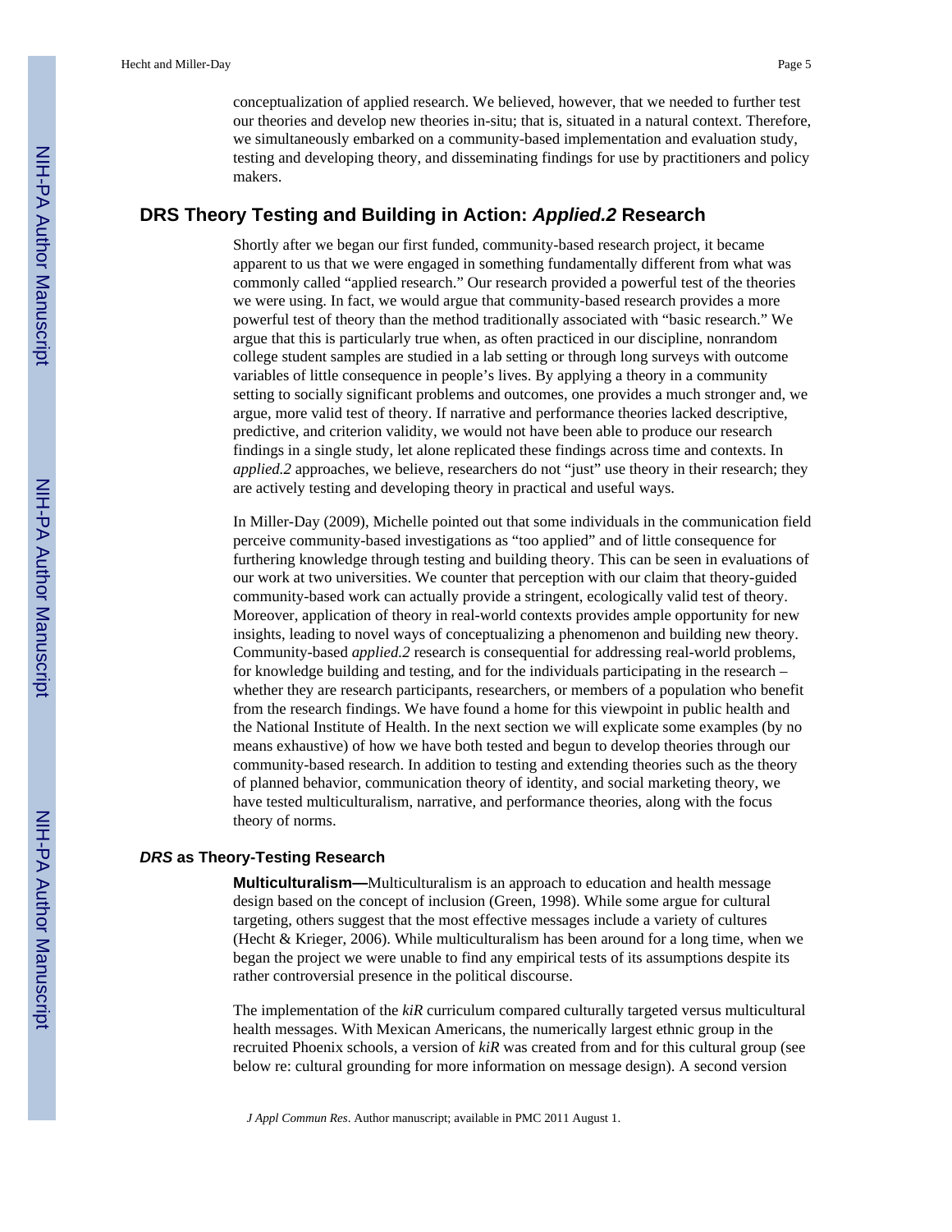conceptualization of applied research. We believed, however, that we needed to further test our theories and develop new theories in-situ; that is, situated in a natural context. Therefore, we simultaneously embarked on a community-based implementation and evaluation study, testing and developing theory, and disseminating findings for use by practitioners and policy makers.

## DRS Theory Testing and Building in Action: *Applied.2* Research

Shortly after we began our first funded, community-based research project, it became apparent to us that we were engaged in something fundamentally different from what was commonly called "applied research." Our research provided a powerful test of the theories we were using. In fact, we would argue that community-based research provides a more powerful test of theory than the method traditionally associated with "basic research." We argue that this is particularly true when, as often practiced in our discipline, nonrandom college student samples are studied in a lab setting or through long surveys with outcome variables of little consequence in people's lives. By applying a theory in a community setting to socially significant problems and outcomes, one provides a much stronger and, we argue, more valid test of theory. If narrative and performance theories lacked descriptive, predictive, and criterion validity, we would not have been able to produce our research findings in a single study, let alone replicated these findings across time and contexts. In *applied.2* approaches, we believe, researchers do not "just" use theory in their research; they are actively testing and developing theory in practical and useful ways.

In Miller-Day (2009), Michelle pointed out that some individuals in the communication field perceive community-based investigations as "too applied" and of little consequence for furthering knowledge through testing and building theory. This can be seen in evaluations of our work at two universities. We counter that perception with our claim that theory-guided community-based work can actually provide a stringent, ecologically valid test of theory. Moreover, application of theory in real-world contexts provides ample opportunity for new insights, leading to novel ways of conceptualizing a phenomenon and building new theory. Community-based *applied.2* research is consequential for addressing real-world problems, for knowledge building and testing, and for the individuals participating in the research – whether they are research participants, researchers, or members of a population who benefit from the research findings. We have found a home for this viewpoint in public health and the National Institute of Health. In the next section we will explicate some examples (by no means exhaustive) of how we have both tested and begun to develop theories through our community-based research. In addition to testing and extending theories such as the theory of planned behavior, communication theory of identity, and social marketing theory, we have tested multiculturalism, narrative, and performance theories, along with the focus theory of norms.

### *DRS* as Theory-Testing Research

**Multiculturalism—**Multiculturalism is an approach to education and health message design based on the concept of inclusion (Green, 1998). While some argue for cultural targeting, others suggest that the most effective messages include a variety of cultures (Hecht & Krieger, 2006). While multiculturalism has been around for a long time, when we began the project we were unable to find any empirical tests of its assumptions despite its rather controversial presence in the political discourse.

The implementation of the *kiR* curriculum compared culturally targeted versus multicultural health messages. With Mexican Americans, the numerically largest ethnic group in the recruited Phoenix schools, a version of *kiR* was created from and for this cultural group (see below re: cultural grounding for more information on message design). A second version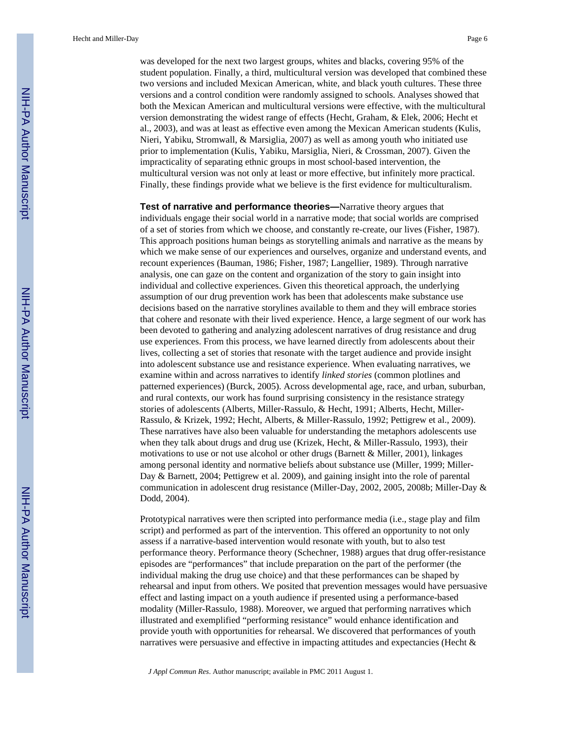was developed for the next two largest groups, whites and blacks, covering 95% of the student population. Finally, a third, multicultural version was developed that combined these two versions and included Mexican American, white, and black youth cultures. These three versions and a control condition were randomly assigned to schools. Analyses showed that both the Mexican American and multicultural versions were effective, with the multicultural version demonstrating the widest range of effects (Hecht, Graham, & Elek, 2006; Hecht et al., 2003), and was at least as effective even among the Mexican American students (Kulis, Nieri, Yabiku, Stromwall, & Marsiglia, 2007) as well as among youth who initiated use prior to implementation (Kulis, Yabiku, Marsiglia, Nieri, & Crossman, 2007). Given the impracticality of separating ethnic groups in most school-based intervention, the multicultural version was not only at least or more effective, but infinitely more practical. Finally, these findings provide what we believe is the first evidence for multiculturalism.

**Test of narrative and performance theories—**Narrative theory argues that individuals engage their social world in a narrative mode; that social worlds are comprised of a set of stories from which we choose, and constantly re-create, our lives (Fisher, 1987). This approach positions human beings as storytelling animals and narrative as the means by which we make sense of our experiences and ourselves, organize and understand events, and recount experiences (Bauman, 1986; Fisher, 1987; Langellier, 1989). Through narrative analysis, one can gaze on the content and organization of the story to gain insight into individual and collective experiences. Given this theoretical approach, the underlying assumption of our drug prevention work has been that adolescents make substance use decisions based on the narrative storylines available to them and they will embrace stories that cohere and resonate with their lived experience. Hence, a large segment of our work has been devoted to gathering and analyzing adolescent narratives of drug resistance and drug use experiences. From this process, we have learned directly from adolescents about their lives, collecting a set of stories that resonate with the target audience and provide insight into adolescent substance use and resistance experience. When evaluating narratives, we examine within and across narratives to identify *linked stories* (common plotlines and patterned experiences) (Burck, 2005). Across developmental age, race, and urban, suburban, and rural contexts, our work has found surprising consistency in the resistance strategy stories of adolescents (Alberts, Miller-Rassulo, & Hecht, 1991; Alberts, Hecht, Miller-Rassulo, & Krizek, 1992; Hecht, Alberts, & Miller-Rassulo, 1992; Pettigrew et al., 2009). These narratives have also been valuable for understanding the metaphors adolescents use when they talk about drugs and drug use (Krizek, Hecht, & Miller-Rassulo, 1993), their motivations to use or not use alcohol or other drugs (Barnett & Miller, 2001), linkages among personal identity and normative beliefs about substance use (Miller, 1999; Miller-Day & Barnett, 2004; Pettigrew et al. 2009), and gaining insight into the role of parental communication in adolescent drug resistance (Miller-Day, 2002, 2005, 2008b; Miller-Day & Dodd, 2004).

Prototypical narratives were then scripted into performance media (i.e., stage play and film script) and performed as part of the intervention. This offered an opportunity to not only assess if a narrative-based intervention would resonate with youth, but to also test performance theory. Performance theory (Schechner, 1988) argues that drug offer-resistance episodes are "performances" that include preparation on the part of the performer (the individual making the drug use choice) and that these performances can be shaped by rehearsal and input from others. We posited that prevention messages would have persuasive effect and lasting impact on a youth audience if presented using a performance-based modality (Miller-Rassulo, 1988). Moreover, we argued that performing narratives which illustrated and exemplified "performing resistance" would enhance identification and provide youth with opportunities for rehearsal. We discovered that performances of youth narratives were persuasive and effective in impacting attitudes and expectancies (Hecht &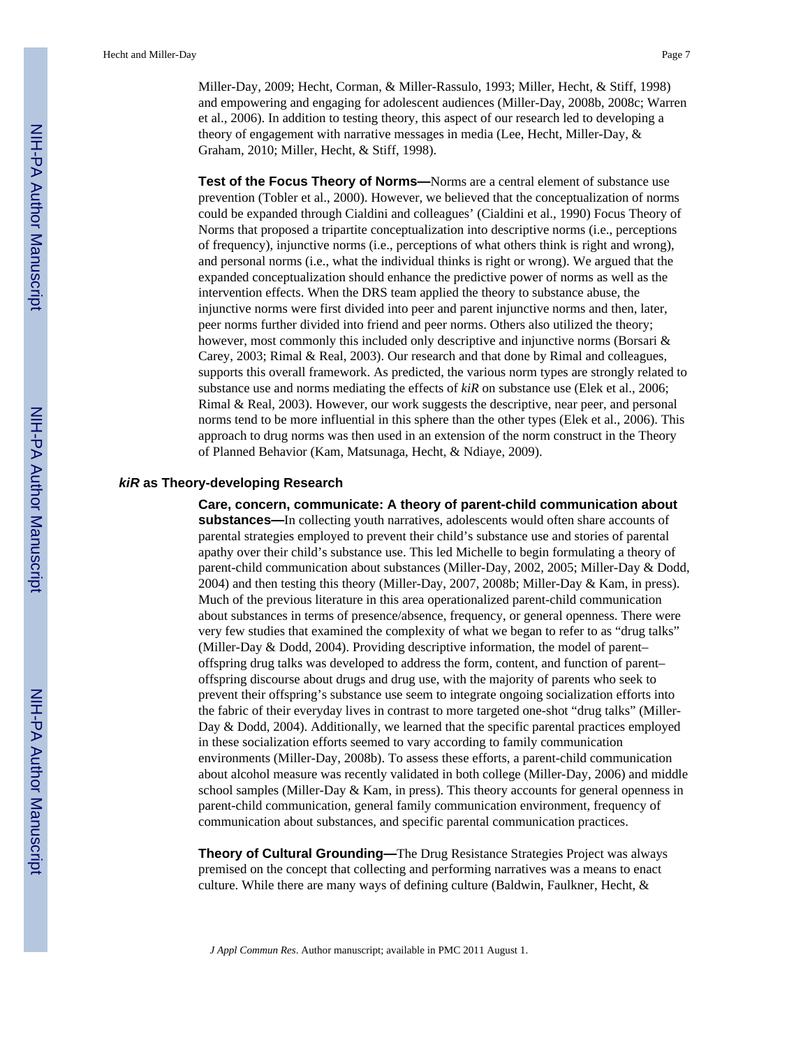Miller-Day, 2009; Hecht, Corman, & Miller-Rassulo, 1993; Miller, Hecht, & Stiff, 1998) and empowering and engaging for adolescent audiences (Miller-Day, 2008b, 2008c; Warren et al., 2006). In addition to testing theory, this aspect of our research led to developing a theory of engagement with narrative messages in media (Lee, Hecht, Miller-Day, & Graham, 2010; Miller, Hecht, & Stiff, 1998).

#### Test of the Focus Theory of Norms—

Norms are a central element of substance use prevention (Tobler et al., 2000). However, we believed that the conceptualization of norms could be expanded through Cialdini and colleagues' (Cialdini et al., 1990) Focus Theory of Norms that proposed a tripartite conceptualization into descriptive norms (i.e., perceptions of frequency), injunctive norms (i.e., perceptions of what others think is right and wrong), and personal norms (i.e., what the individual thinks is right or wrong). We argued that the expanded conceptualization should enhance the predictive power of norms as well as the intervention effects. When the DRS team applied the theory to substance abuse, the injunctive norms were first divided into peer and parent injunctive norms and then, later, peer norms further divided into friend and peer norms. Others also utilized the theory; however, most commonly this included only descriptive and injunctive norms (Borsari & Carey, 2003; Rimal & Real, 2003). Our research and that done by Rimal and colleagues, supports this overall framework. As predicted, the various norm types are strongly related to substance use and norms mediating the effects of *kiR* on substance use (Elek et al., 2006; Rimal & Real, 2003). However, our work suggests the descriptive, near peer, and personal norms tend to be more influential in this sphere than the other types (Elek et al., 2006). This approach to drug norms was then used in an extension of the norm construct in the Theory of Planned Behavior (Kam, Matsunaga, Hecht, & Ndiaye, 2009).

### *kiR* as Theory-developing Research

#### Care, concern, communicate: A theory of parent-child communication about substances—

In collecting youth narratives, adolescents would often share accounts of parental strategies employed to prevent their child's substance use and stories of parental apathy over their child's substance use. This led Michelle to begin formulating a theory of parent-child communication about substances (Miller-Day, 2002, 2005; Miller-Day & Dodd, 2004) and then testing this theory (Miller-Day, 2007, 2008b; Miller-Day & Kam, in press). Much of the previous literature in this area operationalized parent-child communication about substances in terms of presence/absence, frequency, or general openness. There were very few studies that examined the complexity of what we began to refer to as "drug talks" (Miller-Day & Dodd, 2004). Providing descriptive information, the model of parent–offspring drug talks was developed to address the form, content, and function of parent–offspring discourse about drugs and drug use, with the majority of parents who seek to prevent their offspring's substance use seem to integrate ongoing socialization efforts into the fabric of their everyday lives in contrast to more targeted one-shot "drug talks" (Miller-Day & Dodd, 2004). Additionally, we learned that the specific parental practices employed in these socialization efforts seemed to vary according to family communication environments (Miller-Day, 2008b). To assess these efforts, a parent-child communication about alcohol measure was recently validated in both college (Miller-Day, 2006) and middle school samples (Miller-Day & Kam, in press). This theory accounts for general openness in parent-child communication, general family communication environment, frequency of communication about substances, and specific parental communication practices.

#### Theory of Cultural Grounding—

The Drug Resistance Strategies Project was always premised on the concept that collecting and performing narratives was a means to enact culture. While there are many ways of defining culture (Baldwin, Faulkner, Hecht, &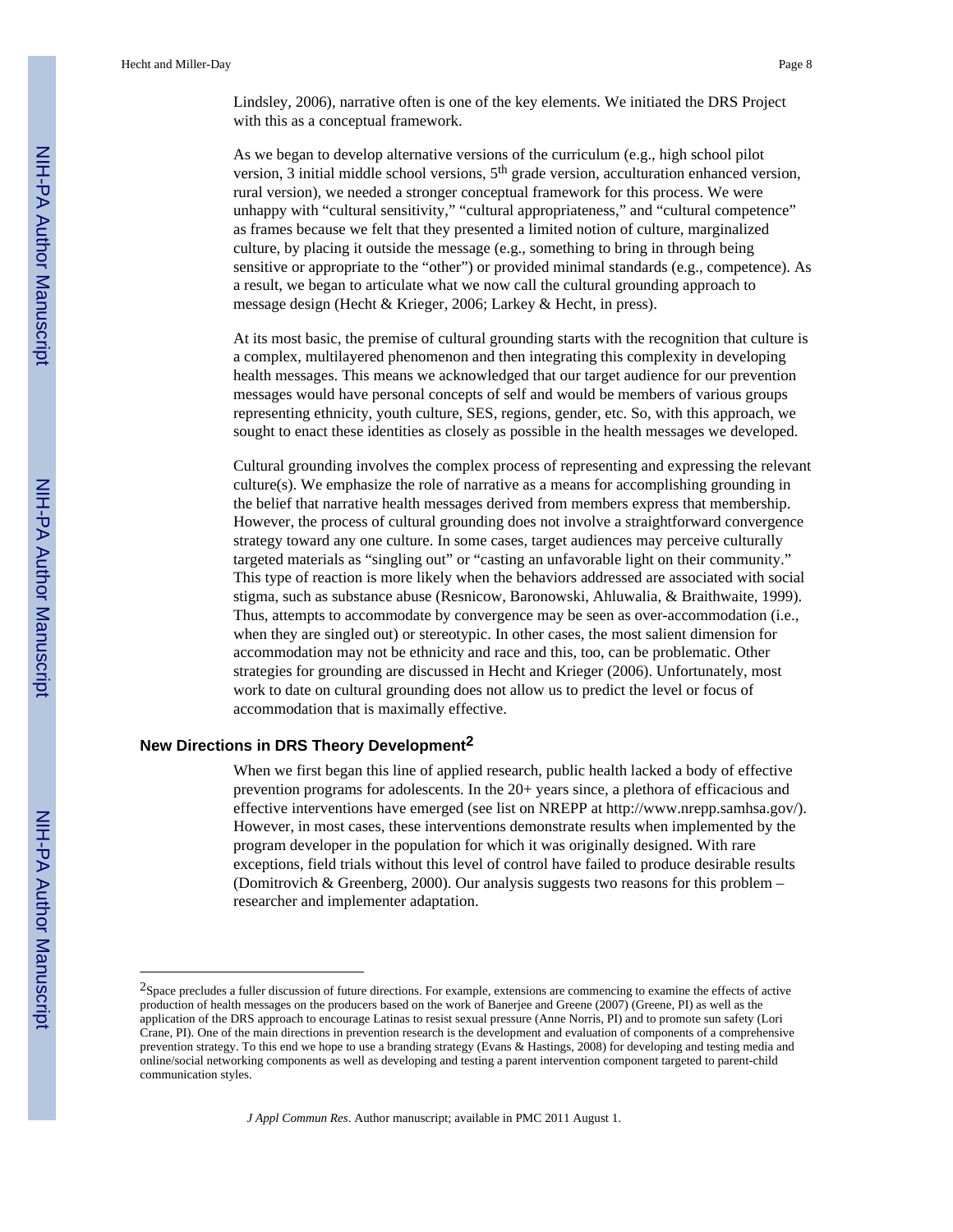Lindsley, 2006), narrative often is one of the key elements. We initiated the DRS Project with this as a conceptual framework.

As we began to develop alternative versions of the curriculum (e.g., high school pilot version, 3 initial middle school versions, 5th grade version, acculturation enhanced version, rural version), we needed a stronger conceptual framework for this process. We were unhappy with "cultural sensitivity," "cultural appropriateness," and "cultural competence" as frames because we felt that they presented a limited notion of culture, marginalized culture, by placing it outside the message (e.g., something to bring in through being sensitive or appropriate to the "other") or provided minimal standards (e.g., competence). As a result, we began to articulate what we now call the cultural grounding approach to message design (Hecht & Krieger, 2006; Larkey & Hecht, in press).

At its most basic, the premise of cultural grounding starts with the recognition that culture is a complex, multilayered phenomenon and then integrating this complexity in developing health messages. This means we acknowledged that our target audience for our prevention messages would have personal concepts of self and would be members of various groups representing ethnicity, youth culture, SES, regions, gender, etc. So, with this approach, we sought to enact these identities as closely as possible in the health messages we developed.

Cultural grounding involves the complex process of representing and expressing the relevant culture(s). We emphasize the role of narrative as a means for accomplishing grounding in the belief that narrative health messages derived from members express that membership. However, the process of cultural grounding does not involve a straightforward convergence strategy toward any one culture. In some cases, target audiences may perceive culturally targeted materials as "singling out" or "casting an unfavorable light on their community." This type of reaction is more likely when the behaviors addressed are associated with social stigma, such as substance abuse (Resnicow, Baronowski, Ahluwalia, & Braithwaite, 1999). Thus, attempts to accommodate by convergence may be seen as over-accommodation (i.e., when they are singled out) or stereotypic. In other cases, the most salient dimension for accommodation may not be ethnicity and race and this, too, can be problematic. Other strategies for grounding are discussed in Hecht and Krieger (2006). Unfortunately, most work to date on cultural grounding does not allow us to predict the level or focus of accommodation that is maximally effective.

## New Directions in DRS Theory Development[2]

When we first began this line of applied research, public health lacked a body of effective prevention programs for adolescents. In the 20+ years since, a plethora of efficacious and effective interventions have emerged (see list on NREPP at http://www.nrepp.samhsa.gov/). However, in most cases, these interventions demonstrate results when implemented by the program developer in the population for which it was originally designed. With rare exceptions, field trials without this level of control have failed to produce desirable results (Domitrovich & Greenberg, 2000). Our analysis suggests two reasons for this problem – researcher and implementer adaptation.

---

[2]Space precludes a fuller discussion of future directions. For example, extensions are commencing to examine the effects of active production of health messages on the producers based on the work of Banerjee and Greene (2007) (Greene, PI) as well as the application of the DRS approach to encourage Latinas to resist sexual pressure (Anne Norris, PI) and to promote sun safety (Lori Crane, PI). One of the main directions in prevention research is the development and evaluation of components of a comprehensive prevention strategy. To this end we hope to use a branding strategy (Evans & Hastings, 2008) for developing and testing media and online/social networking components as well as developing and testing a parent intervention component targeted to parent-child communication styles.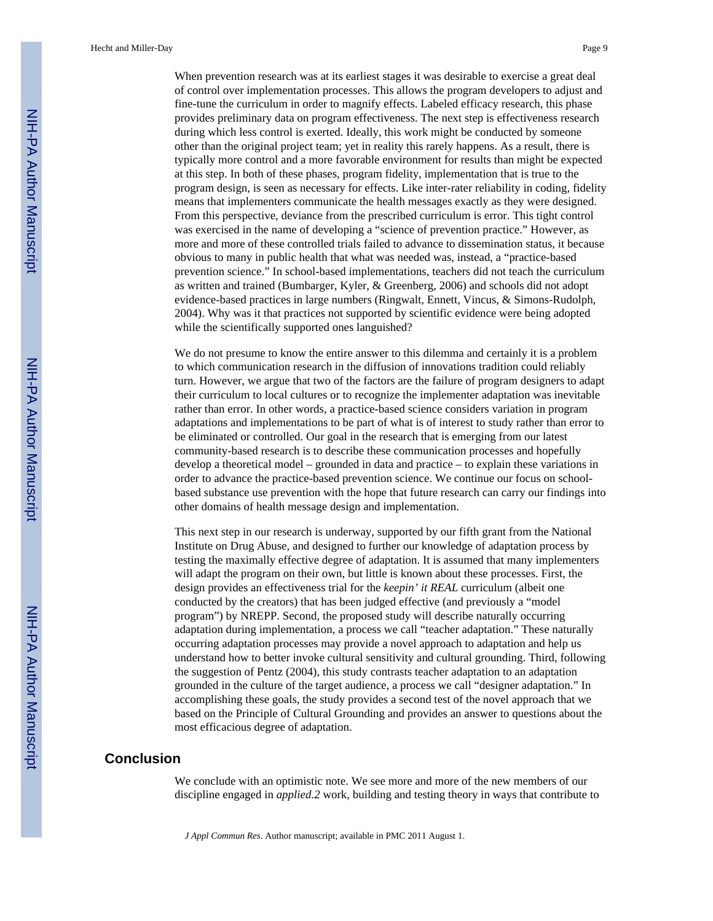When prevention research was at its earliest stages it was desirable to exercise a great deal of control over implementation processes. This allows the program developers to adjust and fine-tune the curriculum in order to magnify effects. Labeled efficacy research, this phase provides preliminary data on program effectiveness. The next step is effectiveness research during which less control is exerted. Ideally, this work might be conducted by someone other than the original project team; yet in reality this rarely happens. As a result, there is typically more control and a more favorable environment for results than might be expected at this step. In both of these phases, program fidelity, implementation that is true to the program design, is seen as necessary for effects. Like inter-rater reliability in coding, fidelity means that implementers communicate the health messages exactly as they were designed. From this perspective, deviance from the prescribed curriculum is error. This tight control was exercised in the name of developing a "science of prevention practice." However, as more and more of these controlled trials failed to advance to dissemination status, it because obvious to many in public health that what was needed was, instead, a "practice-based prevention science." In school-based implementations, teachers did not teach the curriculum as written and trained (Bumbarger, Kyler, & Greenberg, 2006) and schools did not adopt evidence-based practices in large numbers (Ringwalt, Ennett, Vincus, & Simons-Rudolph, 2004). Why was it that practices not supported by scientific evidence were being adopted while the scientifically supported ones languished?

We do not presume to know the entire answer to this dilemma and certainly it is a problem to which communication research in the diffusion of innovations tradition could reliably turn. However, we argue that two of the factors are the failure of program designers to adapt their curriculum to local cultures or to recognize the implementer adaptation was inevitable rather than error. In other words, a practice-based science considers variation in program adaptations and implementations to be part of what is of interest to study rather than error to be eliminated or controlled. Our goal in the research that is emerging from our latest community-based research is to describe these communication processes and hopefully develop a theoretical model – grounded in data and practice – to explain these variations in order to advance the practice-based prevention science. We continue our focus on school-based substance use prevention with the hope that future research can carry our findings into other domains of health message design and implementation.

This next step in our research is underway, supported by our fifth grant from the National Institute on Drug Abuse, and designed to further our knowledge of adaptation process by testing the maximally effective degree of adaptation. It is assumed that many implementers will adapt the program on their own, but little is known about these processes. First, the design provides an effectiveness trial for the *keepin' it REAL* curriculum (albeit one conducted by the creators) that has been judged effective (and previously a "model program") by NREPP. Second, the proposed study will describe naturally occurring adaptation during implementation, a process we call "teacher adaptation." These naturally occurring adaptation processes may provide a novel approach to adaptation and help us understand how to better invoke cultural sensitivity and cultural grounding. Third, following the suggestion of Pentz (2004), this study contrasts teacher adaptation to an adaptation grounded in the culture of the target audience, a process we call "designer adaptation." In accomplishing these goals, the study provides a second test of the novel approach that we based on the Principle of Cultural Grounding and provides an answer to questions about the most efficacious degree of adaptation.

## Conclusion

We conclude with an optimistic note. We see more and more of the new members of our discipline engaged in *applied.2* work, building and testing theory in ways that contribute to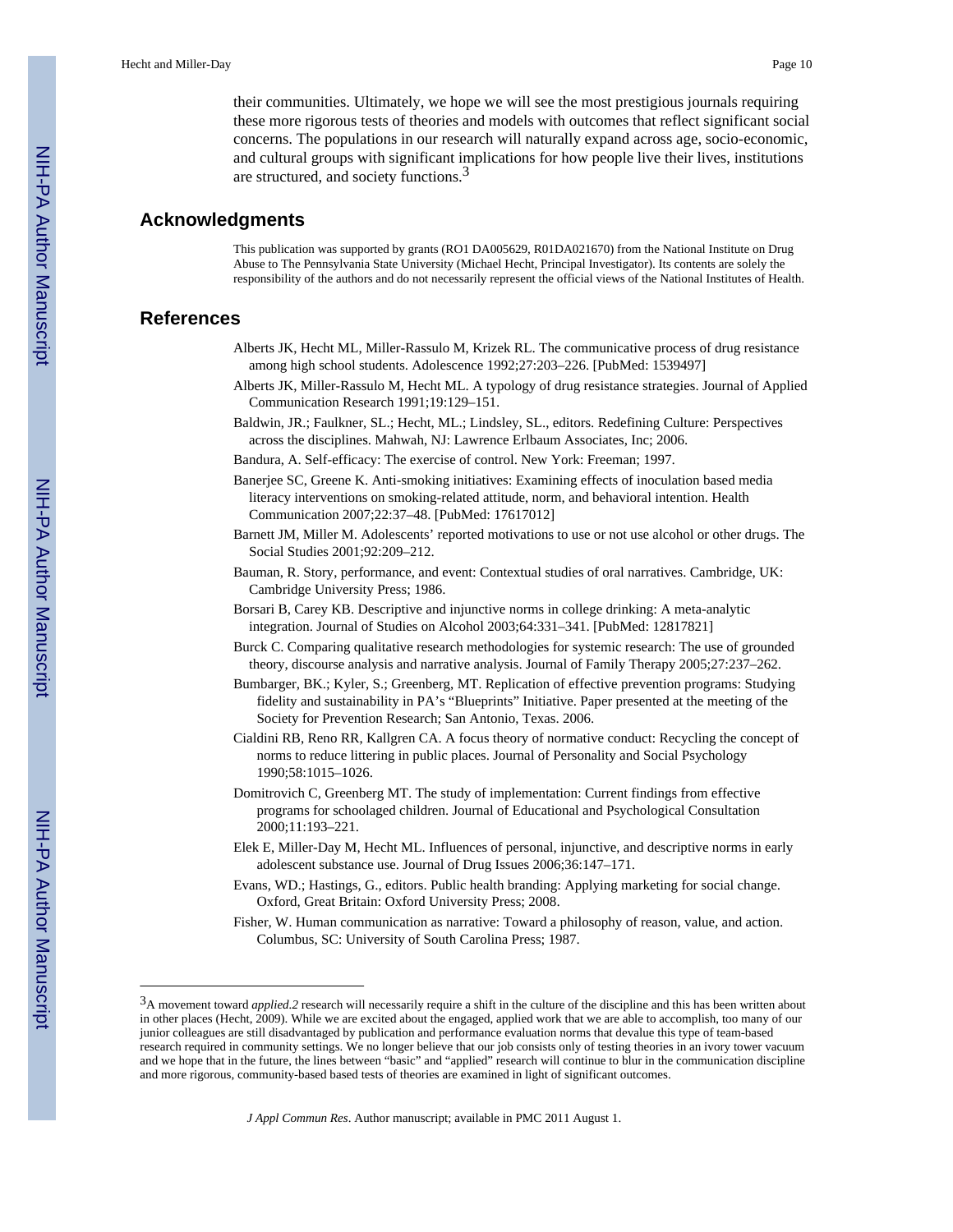their communities. Ultimately, we hope we will see the most prestigious journals requiring these more rigorous tests of theories and models with outcomes that reflect significant social concerns. The populations in our research will naturally expand across age, socio-economic, and cultural groups with significant implications for how people live their lives, institutions are structured, and society functions.[3]

## Acknowledgments

This publication was supported by grants (RO1 DA005629, R01DA021670) from the National Institute on Drug Abuse to The Pennsylvania State University (Michael Hecht, Principal Investigator). Its contents are solely the responsibility of the authors and do not necessarily represent the official views of the National Institutes of Health.

## References

Alberts JK, Hecht ML, Miller-Rassulo M, Krizek RL. The communicative process of drug resistance among high school students. Adolescence 1992;27:203–226. [PubMed: 1539497]

Alberts JK, Miller-Rassulo M, Hecht ML. A typology of drug resistance strategies. Journal of Applied Communication Research 1991;19:129–151.

Baldwin, JR.; Faulkner, SL.; Hecht, ML.; Lindsley, SL., editors. Redefining Culture: Perspectives across the disciplines. Mahwah, NJ: Lawrence Erlbaum Associates, Inc; 2006.

Bandura, A. Self-efficacy: The exercise of control. New York: Freeman; 1997.

Banerjee SC, Greene K. Anti-smoking initiatives: Examining effects of inoculation based media literacy interventions on smoking-related attitude, norm, and behavioral intention. Health Communication 2007;22:37–48. [PubMed: 17617012]

Barnett JM, Miller M. Adolescents' reported motivations to use or not use alcohol or other drugs. The Social Studies 2001;92:209–212.

Bauman, R. Story, performance, and event: Contextual studies of oral narratives. Cambridge, UK: Cambridge University Press; 1986.

Borsari B, Carey KB. Descriptive and injunctive norms in college drinking: A meta-analytic integration. Journal of Studies on Alcohol 2003;64:331–341. [PubMed: 12817821]

Burck C. Comparing qualitative research methodologies for systemic research: The use of grounded theory, discourse analysis and narrative analysis. Journal of Family Therapy 2005;27:237–262.

Bumbarger, BK.; Kyler, S.; Greenberg, MT. Replication of effective prevention programs: Studying fidelity and sustainability in PA's "Blueprints" Initiative. Paper presented at the meeting of the Society for Prevention Research; San Antonio, Texas. 2006.

Cialdini RB, Reno RR, Kallgren CA. A focus theory of normative conduct: Recycling the concept of norms to reduce littering in public places. Journal of Personality and Social Psychology 1990;58:1015–1026.

Domitrovich C, Greenberg MT. The study of implementation: Current findings from effective programs for schoolaged children. Journal of Educational and Psychological Consultation 2000;11:193–221.

Elek E, Miller-Day M, Hecht ML. Influences of personal, injunctive, and descriptive norms in early adolescent substance use. Journal of Drug Issues 2006;36:147–171.

Evans, WD.; Hastings, G., editors. Public health branding: Applying marketing for social change. Oxford, Great Britain: Oxford University Press; 2008.

Fisher, W. Human communication as narrative: Toward a philosophy of reason, value, and action. Columbus, SC: University of South Carolina Press; 1987.

---

[3]A movement toward *applied.2* research will necessarily require a shift in the culture of the discipline and this has been written about in other places (Hecht, 2009). While we are excited about the engaged, applied work that we are able to accomplish, too many of our junior colleagues are still disadvantaged by publication and performance evaluation norms that devalue this type of team-based research required in community settings. We no longer believe that our job consists only of testing theories in an ivory tower vacuum and we hope that in the future, the lines between "basic" and "applied" research will continue to blur in the communication discipline and more rigorous, community-based based tests of theories are examined in light of significant outcomes.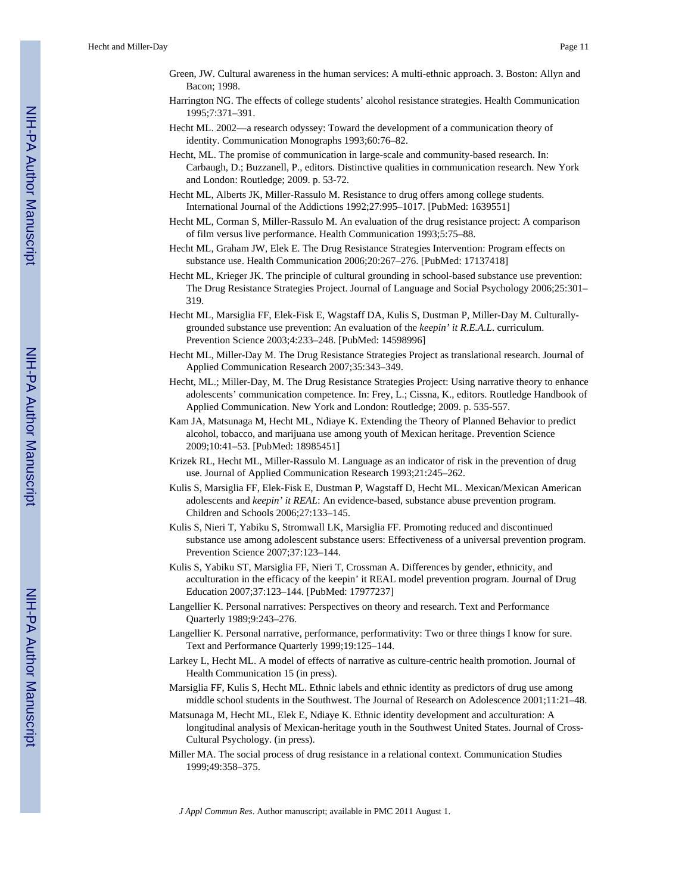Green, JW. Cultural awareness in the human services: A multi-ethnic approach. 3. Boston: Allyn and Bacon; 1998.

Harrington NG. The effects of college students' alcohol resistance strategies. Health Communication 1995;7:371–391.

Hecht ML. 2002—a research odyssey: Toward the development of a communication theory of identity. Communication Monographs 1993;60:76–82.

Hecht, ML. The promise of communication in large-scale and community-based research. In: Carbaugh, D.; Buzzanell, P., editors. Distinctive qualities in communication research. New York and London: Routledge; 2009. p. 53-72.

Hecht ML, Alberts JK, Miller-Rassulo M. Resistance to drug offers among college students. International Journal of the Addictions 1992;27:995–1017. [PubMed: 1639551]

Hecht ML, Corman S, Miller-Rassulo M. An evaluation of the drug resistance project: A comparison of film versus live performance. Health Communication 1993;5:75–88.

Hecht ML, Graham JW, Elek E. The Drug Resistance Strategies Intervention: Program effects on substance use. Health Communication 2006;20:267–276. [PubMed: 17137418]

Hecht ML, Krieger JK. The principle of cultural grounding in school-based substance use prevention: The Drug Resistance Strategies Project. Journal of Language and Social Psychology 2006;25:301–319.

Hecht ML, Marsiglia FF, Elek-Fisk E, Wagstaff DA, Kulis S, Dustman P, Miller-Day M. Culturally-grounded substance use prevention: An evaluation of the *keepin' it R.E.A.L.* curriculum. Prevention Science 2003;4:233–248. [PubMed: 14598996]

Hecht ML, Miller-Day M. The Drug Resistance Strategies Project as translational research. Journal of Applied Communication Research 2007;35:343–349.

Hecht, ML.; Miller-Day, M. The Drug Resistance Strategies Project: Using narrative theory to enhance adolescents' communication competence. In: Frey, L.; Cissna, K., editors. Routledge Handbook of Applied Communication. New York and London: Routledge; 2009. p. 535-557.

Kam JA, Matsunaga M, Hecht ML, Ndiaye K. Extending the Theory of Planned Behavior to predict alcohol, tobacco, and marijuana use among youth of Mexican heritage. Prevention Science 2009;10:41–53. [PubMed: 18985451]

Krizek RL, Hecht ML, Miller-Rassulo M. Language as an indicator of risk in the prevention of drug use. Journal of Applied Communication Research 1993;21:245–262.

Kulis S, Marsiglia FF, Elek-Fisk E, Dustman P, Wagstaff D, Hecht ML. Mexican/Mexican American adolescents and *keepin' it REAL*: An evidence-based, substance abuse prevention program. Children and Schools 2006;27:133–145.

Kulis S, Nieri T, Yabiku S, Stromwall LK, Marsiglia FF. Promoting reduced and discontinued substance use among adolescent substance users: Effectiveness of a universal prevention program. Prevention Science 2007;37:123–144.

Kulis S, Yabiku ST, Marsiglia FF, Nieri T, Crossman A. Differences by gender, ethnicity, and acculturation in the efficacy of the keepin' it REAL model prevention program. Journal of Drug Education 2007;37:123–144. [PubMed: 17977237]

Langellier K. Personal narratives: Perspectives on theory and research. Text and Performance Quarterly 1989;9:243–276.

Langellier K. Personal narrative, performance, performativity: Two or three things I know for sure. Text and Performance Quarterly 1999;19:125–144.

Larkey L, Hecht ML. A model of effects of narrative as culture-centric health promotion. Journal of Health Communication 15 (in press).

Marsiglia FF, Kulis S, Hecht ML. Ethnic labels and ethnic identity as predictors of drug use among middle school students in the Southwest. The Journal of Research on Adolescence 2001;11:21–48.

Matsunaga M, Hecht ML, Elek E, Ndiaye K. Ethnic identity development and acculturation: A longitudinal analysis of Mexican-heritage youth in the Southwest United States. Journal of Cross-Cultural Psychology. (in press).

Miller MA. The social process of drug resistance in a relational context. Communication Studies 1999;49:358–375.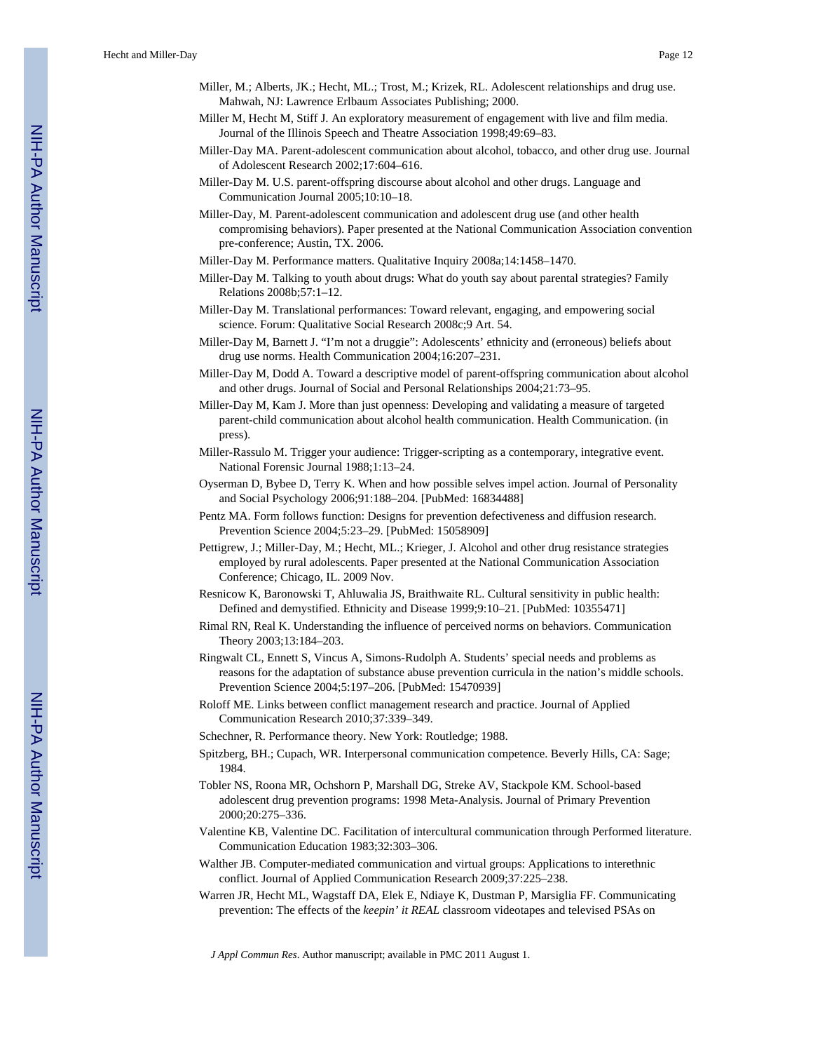Miller, M.; Alberts, JK.; Hecht, ML.; Trost, M.; Krizek, RL. Adolescent relationships and drug use. Mahwah, NJ: Lawrence Erlbaum Associates Publishing; 2000.

Miller M, Hecht M, Stiff J. An exploratory measurement of engagement with live and film media. Journal of the Illinois Speech and Theatre Association 1998;49:69–83.

Miller-Day MA. Parent-adolescent communication about alcohol, tobacco, and other drug use. Journal of Adolescent Research 2002;17:604–616.

Miller-Day M. U.S. parent-offspring discourse about alcohol and other drugs. Language and Communication Journal 2005;10:10–18.

Miller-Day, M. Parent-adolescent communication and adolescent drug use (and other health compromising behaviors). Paper presented at the National Communication Association convention pre-conference; Austin, TX. 2006.

Miller-Day M. Performance matters. Qualitative Inquiry 2008a;14:1458–1470.

Miller-Day M. Talking to youth about drugs: What do youth say about parental strategies? Family Relations 2008b;57:1–12.

Miller-Day M. Translational performances: Toward relevant, engaging, and empowering social science. Forum: Qualitative Social Research 2008c;9 Art. 54.

Miller-Day M, Barnett J. "I'm not a druggie": Adolescents' ethnicity and (erroneous) beliefs about drug use norms. Health Communication 2004;16:207–231.

Miller-Day M, Dodd A. Toward a descriptive model of parent-offspring communication about alcohol and other drugs. Journal of Social and Personal Relationships 2004;21:73–95.

Miller-Day M, Kam J. More than just openness: Developing and validating a measure of targeted parent-child communication about alcohol health communication. Health Communication. (in press).

Miller-Rassulo M. Trigger your audience: Trigger-scripting as a contemporary, integrative event. National Forensic Journal 1988;1:13–24.

Oyserman D, Bybee D, Terry K. When and how possible selves impel action. Journal of Personality and Social Psychology 2006;91:188–204. [PubMed: 16834488]

Pentz MA. Form follows function: Designs for prevention defectiveness and diffusion research. Prevention Science 2004;5:23–29. [PubMed: 15058909]

Pettigrew, J.; Miller-Day, M.; Hecht, ML.; Krieger, J. Alcohol and other drug resistance strategies employed by rural adolescents. Paper presented at the National Communication Association Conference; Chicago, IL. 2009 Nov.

Resnicow K, Baronowski T, Ahluwalia JS, Braithwaite RL. Cultural sensitivity in public health: Defined and demystified. Ethnicity and Disease 1999;9:10–21. [PubMed: 10355471]

Rimal RN, Real K. Understanding the influence of perceived norms on behaviors. Communication Theory 2003;13:184–203.

Ringwalt CL, Ennett S, Vincus A, Simons-Rudolph A. Students' special needs and problems as reasons for the adaptation of substance abuse prevention curricula in the nation's middle schools. Prevention Science 2004;5:197–206. [PubMed: 15470939]

Roloff ME. Links between conflict management research and practice. Journal of Applied Communication Research 2010;37:339–349.

Schechner, R. Performance theory. New York: Routledge; 1988.

Spitzberg, BH.; Cupach, WR. Interpersonal communication competence. Beverly Hills, CA: Sage; 1984.

Tobler NS, Roona MR, Ochshorn P, Marshall DG, Streke AV, Stackpole KM. School-based adolescent drug prevention programs: 1998 Meta-Analysis. Journal of Primary Prevention 2000;20:275–336.

Valentine KB, Valentine DC. Facilitation of intercultural communication through Performed literature. Communication Education 1983;32:303–306.

Walther JB. Computer-mediated communication and virtual groups: Applications to interethnic conflict. Journal of Applied Communication Research 2009;37:225–238.

Warren JR, Hecht ML, Wagstaff DA, Elek E, Ndiaye K, Dustman P, Marsiglia FF. Communicating prevention: The effects of the *keepin' it REAL* classroom videotapes and televised PSAs on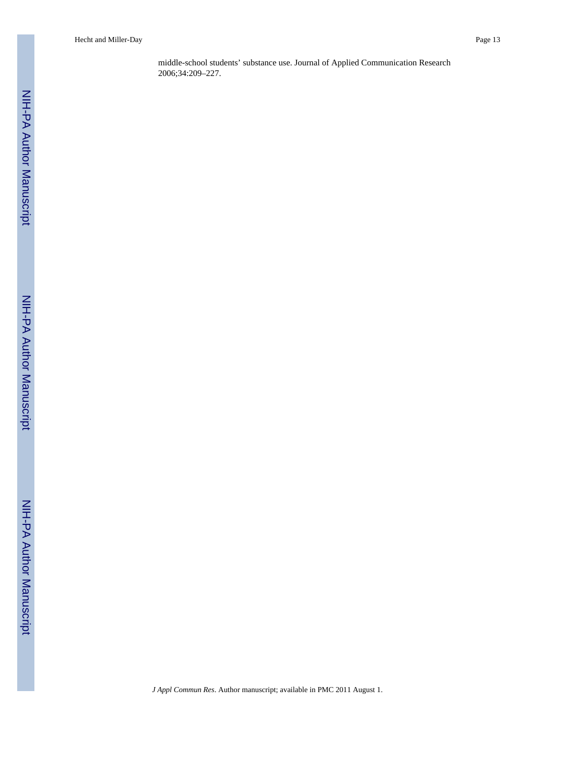middle-school students' substance use. Journal of Applied Communication Research 2006;34:209–227.